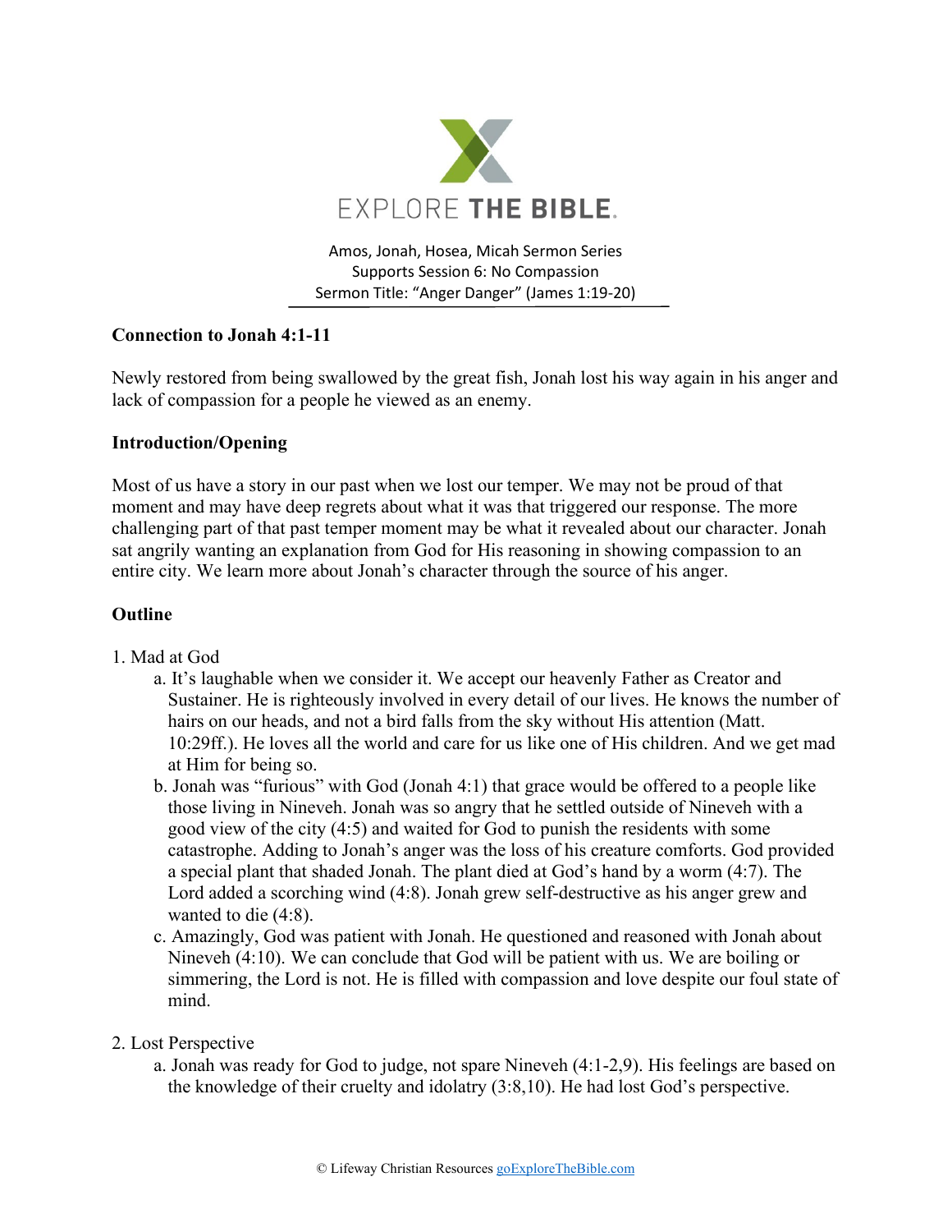EXPLORE THE BIBLE.

Amos, Jonah, Hosea, Micah Sermon Series
Supports Session 6: No Compassion
Sermon Title: "Anger Danger" (James 1:19-20)

**Connection to Jonah 4:1-11**

Newly restored from being swallowed by the great fish, Jonah lost his way again in his anger and lack of compassion for a people he viewed as an enemy.

**Introduction/Opening**

Most of us have a story in our past when we lost our temper. We may not be proud of that moment and may have deep regrets about what it was that triggered our response. The more challenging part of that past temper moment may be what it revealed about our character. Jonah sat angrily wanting an explanation from God for His reasoning in showing compassion to an entire city. We learn more about Jonah's character through the source of his anger.

**Outline**

1. Mad at God
   a. It's laughable when we consider it. We accept our heavenly Father as Creator and Sustainer. He is righteously involved in every detail of our lives. He knows the number of hairs on our heads, and not a bird falls from the sky without His attention (Matt. 10:29ff.). He loves all the world and care for us like one of His children. And we get mad at Him for being so.
   b. Jonah was "furious" with God (Jonah 4:1) that grace would be offered to a people like those living in Nineveh. Jonah was so angry that he settled outside of Nineveh with a good view of the city (4:5) and waited for God to punish the residents with some catastrophe. Adding to Jonah's anger was the loss of his creature comforts. God provided a special plant that shaded Jonah. The plant died at God's hand by a worm (4:7). The Lord added a scorching wind (4:8). Jonah grew self-destructive as his anger grew and wanted to die (4:8).
   c. Amazingly, God was patient with Jonah. He questioned and reasoned with Jonah about Nineveh (4:10). We can conclude that God will be patient with us. We are boiling or simmering, the Lord is not. He is filled with compassion and love despite our foul state of mind.

2. Lost Perspective
   a. Jonah was ready for God to judge, not spare Nineveh (4:1-2,9). His feelings are based on the knowledge of their cruelty and idolatry (3:8,10). He had lost God's perspective.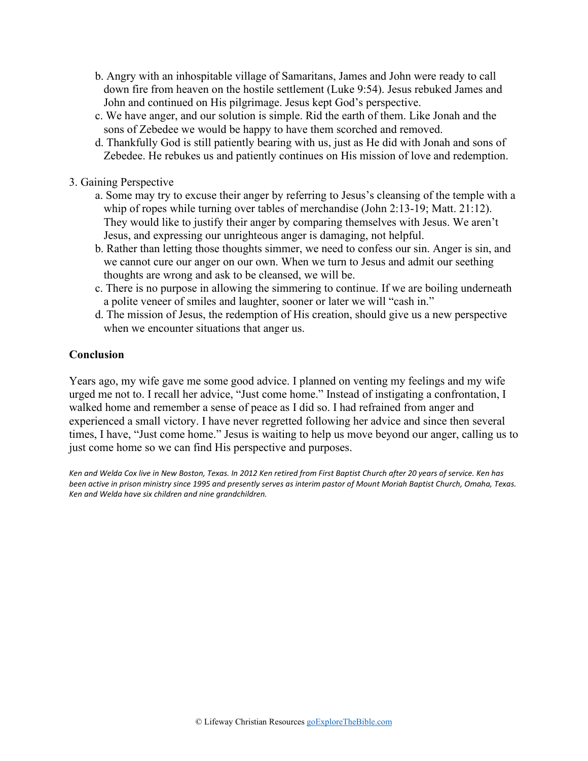b. Angry with an inhospitable village of Samaritans, James and John were ready to call down fire from heaven on the hostile settlement (Luke 9:54). Jesus rebuked James and John and continued on His pilgrimage. Jesus kept God's perspective.

c. We have anger, and our solution is simple. Rid the earth of them. Like Jonah and the sons of Zebedee we would be happy to have them scorched and removed.

d. Thankfully God is still patiently bearing with us, just as He did with Jonah and sons of Zebedee. He rebukes us and patiently continues on His mission of love and redemption.

3. Gaining Perspective

a. Some may try to excuse their anger by referring to Jesus's cleansing of the temple with a whip of ropes while turning over tables of merchandise (John 2:13-19; Matt. 21:12). They would like to justify their anger by comparing themselves with Jesus. We aren't Jesus, and expressing our unrighteous anger is damaging, not helpful.

b. Rather than letting those thoughts simmer, we need to confess our sin. Anger is sin, and we cannot cure our anger on our own. When we turn to Jesus and admit our seething thoughts are wrong and ask to be cleansed, we will be.

c. There is no purpose in allowing the simmering to continue. If we are boiling underneath a polite veneer of smiles and laughter, sooner or later we will "cash in."

d. The mission of Jesus, the redemption of His creation, should give us a new perspective when we encounter situations that anger us.

**Conclusion**

Years ago, my wife gave me some good advice. I planned on venting my feelings and my wife urged me not to. I recall her advice, "Just come home." Instead of instigating a confrontation, I walked home and remember a sense of peace as I did so. I had refrained from anger and experienced a small victory. I have never regretted following her advice and since then several times, I have, "Just come home." Jesus is waiting to help us move beyond our anger, calling us to just come home so we can find His perspective and purposes.

*Ken and Welda Cox live in New Boston, Texas. In 2012 Ken retired from First Baptist Church after 20 years of service. Ken has been active in prison ministry since 1995 and presently serves as interim pastor of Mount Moriah Baptist Church, Omaha, Texas. Ken and Welda have six children and nine grandchildren.*